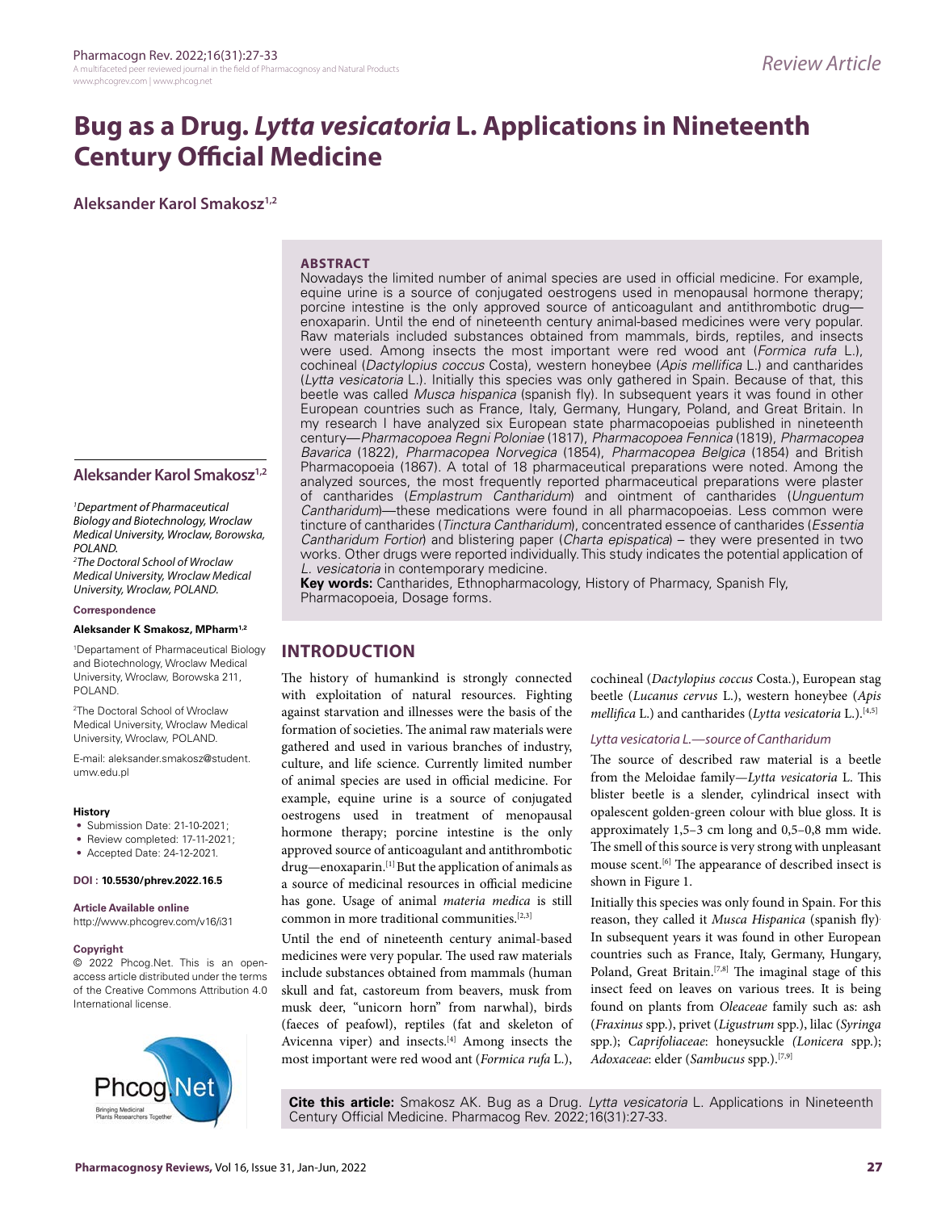Review Article

# Bug as a Drug. *Lytta vesicatoria* L. Applications in Nineteenth Century Official Medicine

**Aleksander Karol Smakosz**[1,2]

## ABSTRACT

Nowadays the limited number of animal species are used in official medicine. For example, equine urine is a source of conjugated oestrogens used in menopausal hormone therapy; porcine intestine is the only approved source of anticoagulant and antithrombotic drug—enoxaparin. Until the end of nineteenth century animal-based medicines were very popular. Raw materials included substances obtained from mammals, birds, reptiles, and insects were used. Among insects the most important were red wood ant (*Formica rufa* L.), cochineal (*Dactylopius coccus* Costa), western honeybee (*Apis mellifica* L.) and cantharides (*Lytta vesicatoria* L.). Initially this species was only gathered in Spain. Because of that, this beetle was called *Musca hispanica* (spanish fly). In subsequent years it was found in other European countries such as France, Italy, Germany, Hungary, Poland, and Great Britain. In my research I have analyzed six European state pharmacopoeias published in nineteenth century—*Pharmacopoea Regni Poloniae* (1817), *Pharmacopoea Fennica* (1819), *Pharmacopea Bavarica* (1822), *Pharmacopea Norvegica* (1854), *Pharmacopea Belgica* (1854) and British Pharmacopoeia (1867). A total of 18 pharmaceutical preparations were noted. Among the analyzed sources, the most frequently reported pharmaceutical preparations were plaster of cantharides (*Emplastrum Cantharidum*) and ointment of cantharides (*Unguentum Cantharidum*)—these medications were found in all pharmacopoeias. Less common were tincture of cantharides (*Tinctura Cantharidum*), concentrated essence of cantharides (*Essentia Cantharidum Fortior*) and blistering paper (*Charta epispatica*) – they were presented in two works. Other drugs were reported individually. This study indicates the potential application of *L. vesicatoria* in contemporary medicine.

**Key words:** Cantharides, Ethnopharmacology, History of Pharmacy, Spanish Fly, Pharmacopoeia, Dosage forms.

**Aleksander Karol Smakosz**[1,2]

[1]*Department of Pharmaceutical Biology and Biotechnology, Wroclaw Medical University, Wroclaw, Borowska, POLAND.*

[2]*The Doctoral School of Wroclaw Medical University, Wroclaw Medical University, Wroclaw, POLAND.*

**Correspondence**

**Aleksander K Smakosz, MPharm**[1,2]

[1]Departament of Pharmaceutical Biology and Biotechnology, Wroclaw Medical University, Wroclaw, Borowska 211, POLAND.

[2]The Doctoral School of Wroclaw Medical University, Wroclaw Medical University, Wroclaw, POLAND.

E-mail: aleksander.smakosz@student.umw.edu.pl

**History**

- Submission Date: 21-10-2021;
- Review completed: 17-11-2021;
- Accepted Date: 24-12-2021.

**DOI : 10.5530/phrev.2022.16.5**

**Article Available online**

http://www.phcogrev.com/v16/i31

**Copyright**

© 2022 Phcog.Net. This is an open-access article distributed under the terms of the Creative Commons Attribution 4.0 International license.

## INTRODUCTION

The history of humankind is strongly connected with exploitation of natural resources. Fighting against starvation and illnesses were the basis of the formation of societies. The animal raw materials were gathered and used in various branches of industry, culture, and life science. Currently limited number of animal species are used in official medicine. For example, equine urine is a source of conjugated oestrogens used in treatment of menopausal hormone therapy; porcine intestine is the only approved source of anticoagulant and antithrombotic drug—enoxaparin.[1] But the application of animals as a source of medicinal resources in official medicine has gone. Usage of animal *materia medica* is still common in more traditional communities.[2,3]

Until the end of nineteenth century animal-based medicines were very popular. The used raw materials include substances obtained from mammals (human skull and fat, castoreum from beavers, musk from musk deer, "unicorn horn" from narwhal), birds (faeces of peafowl), reptiles (fat and skeleton of Avicenna viper) and insects.[4] Among insects the most important were red wood ant (*Formica rufa* L.), cochineal (*Dactylopius coccus* Costa.), European stag beetle (*Lucanus cervus* L.), western honeybee (*Apis mellifica* L.) and cantharides (*Lytta vesicatoria* L.).[4,5]

### *Lytta vesicatoria L.—source of Cantharidum*

The source of described raw material is a beetle from the Meloidae family—*Lytta vesicatoria* L. This blister beetle is a slender, cylindrical insect with opalescent golden-green colour with blue gloss. It is approximately 1,5–3 cm long and 0,5–0,8 mm wide. The smell of this source is very strong with unpleasant mouse scent.[6] The appearance of described insect is shown in Figure 1.

Initially this species was only found in Spain. For this reason, they called it *Musca Hispanica* (spanish fly). In subsequent years it was found in other European countries such as France, Italy, Germany, Hungary, Poland, Great Britain.[7,8] The imaginal stage of this insect feed on leaves on various trees. It is being found on plants from *Oleaceae* family such as: ash (*Fraxinus* spp.), privet (*Ligustrum* spp.), lilac (*Syringa* spp.); *Caprifoliaceae*: honeysuckle (*Lonicera* spp.); *Adoxaceae*: elder (*Sambucus* spp.).[7,9]

**Cite this article:** Smakosz AK. Bug as a Drug. *Lytta vesicatoria* L. Applications in Nineteenth Century Official Medicine. Pharmacog Rev. 2022;16(31):27-33.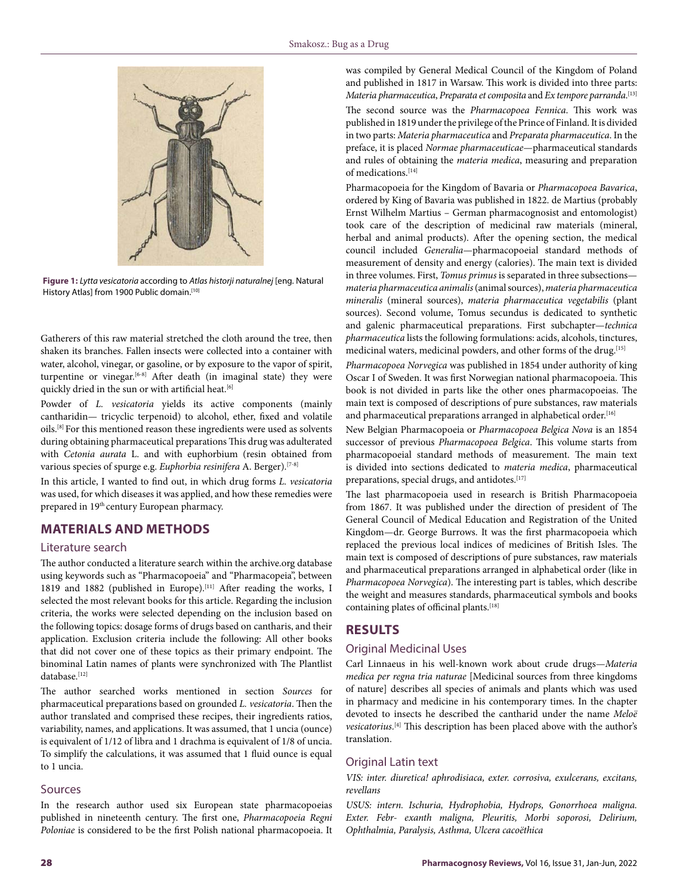**Figure 1:** *Lytta vesicatoria* according to *Atlas historji naturalnej* [eng. Natural History Atlas] from 1900 Public domain.[10]

Gatherers of this raw material stretched the cloth around the tree, then shaken its branches. Fallen insects were collected into a container with water, alcohol, vinegar, or gasoline, or by exposure to the vapor of spirit, turpentine or vinegar.[6-8] After death (in imaginal state) they were quickly dried in the sun or with artificial heat.[6]

Powder of *L. vesicatoria* yields its active components (mainly cantharidin— tricyclic terpenoid) to alcohol, ether, fixed and volatile oils.[8] For this mentioned reason these ingredients were used as solvents during obtaining pharmaceutical preparations This drug was adulterated with *Cetonia aurata* L. and with euphorbium (resin obtained from various species of spurge e.g. *Euphorbia resinifera* A. Berger).[7-8]

In this article, I wanted to find out, in which drug forms *L. vesicatoria* was used, for which diseases it was applied, and how these remedies were prepared in 19th century European pharmacy.

## MATERIALS AND METHODS

### Literature search

The author conducted a literature search within the archive.org database using keywords such as "Pharmacopoeia" and "Pharmacopeia", between 1819 and 1882 (published in Europe).[11] After reading the works, I selected the most relevant books for this article. Regarding the inclusion criteria, the works were selected depending on the inclusion based on the following topics: dosage forms of drugs based on cantharis, and their application. Exclusion criteria include the following: All other books that did not cover one of these topics as their primary endpoint. The binominal Latin names of plants were synchronized with The Plantlist database.[12]

The author searched works mentioned in section *Sources* for pharmaceutical preparations based on grounded *L. vesicatoria*. Then the author translated and comprised these recipes, their ingredients ratios, variability, names, and applications. It was assumed, that 1 uncia (ounce) is equivalent of 1/12 of libra and 1 drachma is equivalent of 1/8 of uncia. To simplify the calculations, it was assumed that 1 fluid ounce is equal to 1 uncia.

### Sources

In the research author used six European state pharmacopoeias published in nineteenth century. The first one, *Pharmacopoeia Regni Poloniae* is considered to be the first Polish national pharmacopoeia. It was compiled by General Medical Council of the Kingdom of Poland and published in 1817 in Warsaw. This work is divided into three parts: *Materia pharmaceutica*, *Preparata et composita* and *Ex tempore parranda*.[13]

The second source was the *Pharmacopoea Fennica*. This work was published in 1819 under the privilege of the Prince of Finland. It is divided in two parts: *Materia pharmaceutica* and *Preparata pharmaceutica*. In the preface, it is placed *Normae pharmaceuticae*—pharmaceutical standards and rules of obtaining the *materia medica*, measuring and preparation of medications.[14]

Pharmacopoeia for the Kingdom of Bavaria or *Pharmacopoea Bavarica*, ordered by King of Bavaria was published in 1822. de Martius (probably Ernst Wilhelm Martius – German pharmacognosist and entomologist) took care of the description of medicinal raw materials (mineral, herbal and animal products). After the opening section, the medical council included *Generalia*—pharmacopoeial standard methods of measurement of density and energy (calories). The main text is divided in three volumes. First, *Tomus primus* is separated in three subsections—*materia pharmaceutica animalis* (animal sources), *materia pharmaceutica mineralis* (mineral sources), *materia pharmaceutica vegetabilis* (plant sources). Second volume, Tomus secundus is dedicated to synthetic and galenic pharmaceutical preparations. First subchapter—*technica pharmaceutica* lists the following formulations: acids, alcohols, tinctures, medicinal waters, medicinal powders, and other forms of the drug.[15]

*Pharmacopoea Norvegica* was published in 1854 under authority of king Oscar I of Sweden. It was first Norwegian national pharmacopoeia. This book is not divided in parts like the other ones pharmacopoeias. The main text is composed of descriptions of pure substances, raw materials and pharmaceutical preparations arranged in alphabetical order.[16]

New Belgian Pharmacopoeia or *Pharmacopoea Belgica Nova* is an 1854 successor of previous *Pharmacopoea Belgica*. This volume starts from pharmacopoeial standard methods of measurement. The main text is divided into sections dedicated to *materia medica*, pharmaceutical preparations, special drugs, and antidotes.[17]

The last pharmacopoeia used in research is British Pharmacopoeia from 1867. It was published under the direction of president of The General Council of Medical Education and Registration of the United Kingdom—dr. George Burrows. It was the first pharmacopoeia which replaced the previous local indices of medicines of British Isles. The main text is composed of descriptions of pure substances, raw materials and pharmaceutical preparations arranged in alphabetical order (like in *Pharmacopoea Norvegica*). The interesting part is tables, which describe the weight and measures standards, pharmaceutical symbols and books containing plates of officinal plants.[18]

## RESULTS

### Original Medicinal Uses

Carl Linnaeus in his well-known work about crude drugs—*Materia medica per regna tria naturae* [Medicinal sources from three kingdoms of nature] describes all species of animals and plants which was used in pharmacy and medicine in his contemporary times. In the chapter devoted to insects he described the cantharid under the name *Meloë vesicatorius*.[4] This description has been placed above with the author's translation.

### Original Latin text

*VIS: inter. diuretica! aphrodisiaca, exter. corrosiva, exulcerans, excitans, revellans*

*USUS: intern. Ischuria, Hydrophobia, Hydrops, Gonorrhoea maligna. Exter. Febr- exanth maligna, Pleuritis, Morbi soporosi, Delirium, Ophthalmia, Paralysis, Asthma, Ulcera cacoëthica*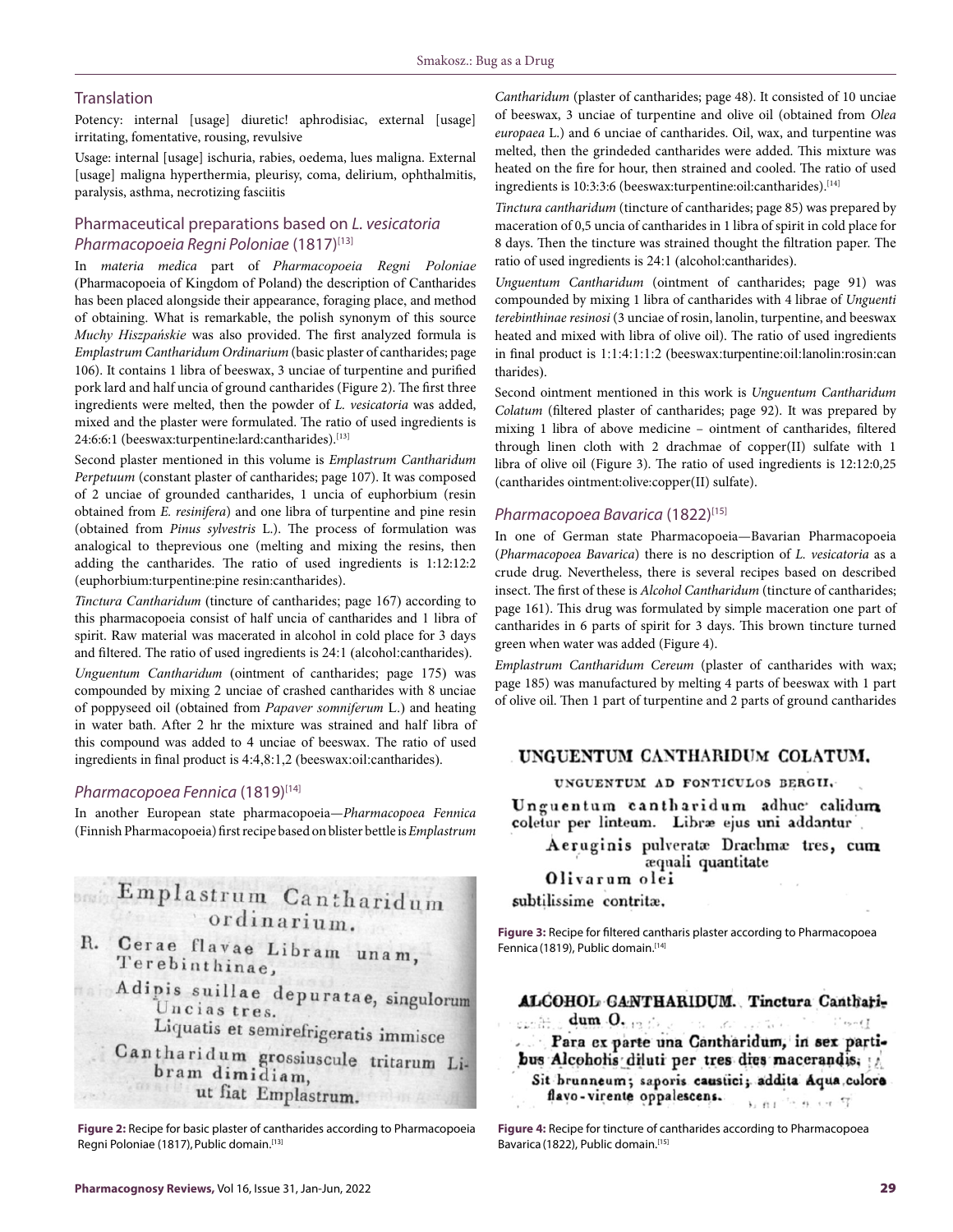## Translation

Potency: internal [usage] diuretic! aphrodisiac, external [usage] irritating, fomentative, rousing, revulsive

Usage: internal [usage] ischuria, rabies, oedema, lues maligna. External [usage] maligna hyperthermia, pleurisy, coma, delirium, ophthalmitis, paralysis, asthma, necrotizing fasciitis

## Pharmaceutical preparations based on *L. vesicatoria Pharmacopoeia Regni Poloniae* (1817)[13]

In *materia medica* part of *Pharmacopoeia Regni Poloniae* (Pharmacopoeia of Kingdom of Poland) the description of Cantharides has been placed alongside their appearance, foraging place, and method of obtaining. What is remarkable, the polish synonym of this source *Muchy Hiszpańskie* was also provided. The first analyzed formula is *Emplastrum Cantharidum Ordinarium* (basic plaster of cantharides; page 106). It contains 1 libra of beeswax, 3 unciae of turpentine and purified pork lard and half uncia of ground cantharides (Figure 2). The first three ingredients were melted, then the powder of *L. vesicatoria* was added, mixed and the plaster were formulated. The ratio of used ingredients is 24:6:6:1 (beeswax:turpentine:lard:cantharides).[13]

Second plaster mentioned in this volume is *Emplastrum Cantharidum Perpetuum* (constant plaster of cantharides; page 107). It was composed of 2 unciae of grounded cantharides, 1 uncia of euphorbium (resin obtained from *E. resinifera*) and one libra of turpentine and pine resin (obtained from *Pinus sylvestris* L.). The process of formulation was analogical to theprevious one (melting and mixing the resins, then adding the cantharides. The ratio of used ingredients is 1:12:12:2 (euphorbium:turpentine:pine resin:cantharides).

*Tinctura Cantharidum* (tincture of cantharides; page 167) according to this pharmacopoeia consist of half uncia of cantharides and 1 libra of spirit. Raw material was macerated in alcohol in cold place for 3 days and filtered. The ratio of used ingredients is 24:1 (alcohol:cantharides).

*Unguentum Cantharidum* (ointment of cantharides; page 175) was compounded by mixing 2 unciae of crashed cantharides with 8 unciae of poppyseed oil (obtained from *Papaver somniferum* L.) and heating in water bath. After 2 hr the mixture was strained and half libra of this compound was added to 4 unciae of beeswax. The ratio of used ingredients in final product is 4:4,8:1,2 (beeswax:oil:cantharides).

## *Pharmacopoea Fennica* (1819)[14]

In another European state pharmacopoeia—*Pharmacopoea Fennica* (Finnish Pharmacopoeia) first recipe based on blister bettle is *Emplastrum Cantharidum* (plaster of cantharides; page 48). It consisted of 10 unciae of beeswax, 3 unciae of turpentine and olive oil (obtained from *Olea europaea* L.) and 6 unciae of cantharides. Oil, wax, and turpentine was melted, then the grindeded cantharides were added. This mixture was heated on the fire for hour, then strained and cooled. The ratio of used ingredients is 10:3:3:6 (beeswax:turpentine:oil:cantharides).[14]

*Tinctura cantharidum* (tincture of cantharides; page 85) was prepared by maceration of 0,5 uncia of cantharides in 1 libra of spirit in cold place for 8 days. Then the tincture was strained thought the filtration paper. The ratio of used ingredients is 24:1 (alcohol:cantharides).

*Unguentum Cantharidum* (ointment of cantharides; page 91) was compounded by mixing 1 libra of cantharides with 4 librae of *Unguenti terebinthinae resinosi* (3 unciae of rosin, lanolin, turpentine, and beeswax heated and mixed with libra of olive oil). The ratio of used ingredients in final product is 1:1:4:1:1:2 (beeswax:turpentine:oil:lanolin:rosin:cantharides).

Second ointment mentioned in this work is *Unguentum Cantharidum Colatum* (filtered plaster of cantharides; page 92). It was prepared by mixing 1 libra of above medicine – ointment of cantharides, filtered through linen cloth with 2 drachmae of copper(II) sulfate with 1 libra of olive oil (Figure 3). The ratio of used ingredients is 12:12:0,25 (cantharides ointment:olive:copper(II) sulfate).

## *Pharmacopoea Bavarica* (1822)[15]

In one of German state Pharmacopoeia—Bavarian Pharmacopoeia (*Pharmacopoea Bavarica*) there is no description of *L. vesicatoria* as a crude drug. Nevertheless, there is several recipes based on described insect. The first of these is *Alcohol Cantharidum* (tincture of cantharides; page 161). This drug was formulated by simple maceration one part of cantharides in 6 parts of spirit for 3 days. This brown tincture turned green when water was added (Figure 4).

*Emplastrum Cantharidum Cereum* (plaster of cantharides with wax; page 185) was manufactured by melting 4 parts of beeswax with 1 part of olive oil. Then 1 part of turpentine and 2 parts of ground cantharides

Emplastrum Cantharidum ordinarium.
R. Cerae flavae Libram unam,
Terebinthinae,
Adipis suillae depuratae, singulorum Uncias tres.
Liquatis et semirefrigeratis immisce
Cantharidum grossiuscule tritarum Libram dimidiam,
ut fiat Emplastrum.

**Figure 2:** Recipe for basic plaster of cantharides according to Pharmacopoeia Regni Poloniae (1817), Public domain.[13]

UNGUENTUM CANTHARIDUM COLATUM.
UNGUENTUM AD FONTICULOS BERGII.
Unguentum cantharidum adhuc calidum coletur per linteum. Libræ ejus uni addantur
Aeruginis pulveratæ Drachmæ tres, cum æquali quantitate
Olivarum olei
subtilissime contritæ.

**Figure 3:** Recipe for filtered cantharis plaster according to Pharmacopoea Fennica (1819), Public domain.[14]

ALCOHOL CANTHARIDUM. Tinctura Cantharidum O.
Para ex parte una Cantharidum, in sex partibus Alcoholis diluti per tres dies macerandis.
Sit brunneum; saporis caustici; addita Aqua colore flavo-virente oppalescens.

**Figure 4:** Recipe for tincture of cantharides according to Pharmacopoea Bavarica (1822), Public domain.[15]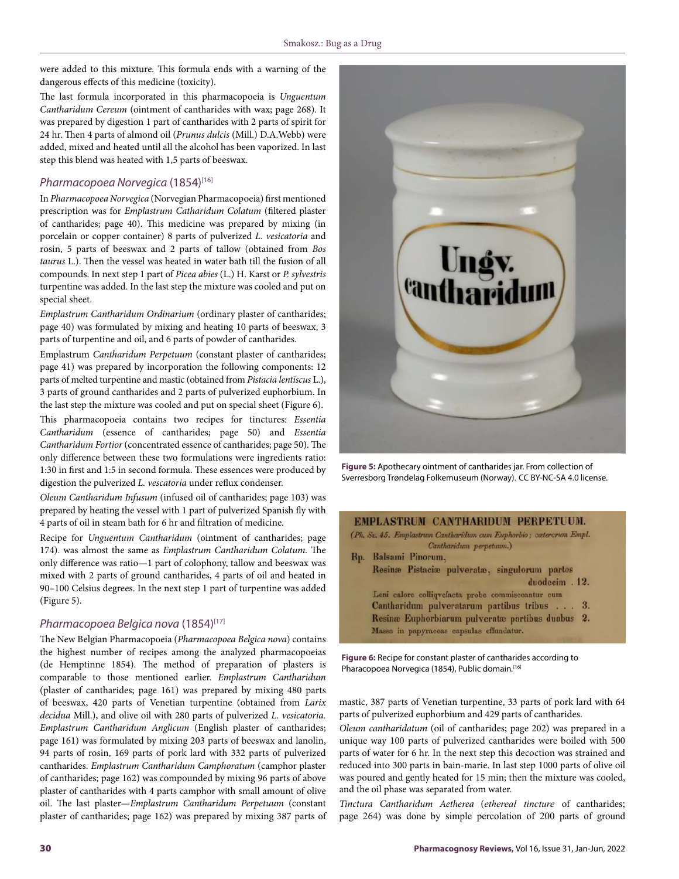were added to this mixture. This formula ends with a warning of the dangerous effects of this medicine (toxicity).

The last formula incorporated in this pharmacopoeia is *Unguentum Cantharidum Cereum* (ointment of cantharides with wax; page 268). It was prepared by digestion 1 part of cantharides with 2 parts of spirit for 24 hr. Then 4 parts of almond oil (*Prunus dulcis* (Mill.) D.A.Webb) were added, mixed and heated until all the alcohol has been vaporized. In last step this blend was heated with 1,5 parts of beeswax.

### *Pharmacopoea Norvegica* (1854)[16]

In *Pharmacopoea Norvegica* (Norvegian Pharmacopoeia) first mentioned prescription was for *Emplastrum Catharidum Colatum* (filtered plaster of cantharides; page 40). This medicine was prepared by mixing (in porcelain or copper container) 8 parts of pulverized *L. vesicatoria* and rosin, 5 parts of beeswax and 2 parts of tallow (obtained from *Bos taurus* L.). Then the vessel was heated in water bath till the fusion of all compounds. In next step 1 part of *Picea abies* (L.) H. Karst or *P. sylvestris* turpentine was added. In the last step the mixture was cooled and put on special sheet.

*Emplastrum Cantharidum Ordinarium* (ordinary plaster of cantharides; page 40) was formulated by mixing and heating 10 parts of beeswax, 3 parts of turpentine and oil, and 6 parts of powder of cantharides.

Emplastrum *Cantharidum Perpetuum* (constant plaster of cantharides; page 41) was prepared by incorporation the following components: 12 parts of melted turpentine and mastic (obtained from *Pistacia lentiscus* L.), 3 parts of ground cantharides and 2 parts of pulverized euphorbium. In the last step the mixture was cooled and put on special sheet (Figure 6).

This pharmacopoeia contains two recipes for tinctures: *Essentia Cantharidum* (essence of cantharides; page 50) and *Essentia Cantharidum Fortior* (concentrated essence of cantharides; page 50). The only difference between these two formulations were ingredients ratio: 1:30 in first and 1:5 in second formula. These essences were produced by digestion the pulverized *L. vescatoria* under reflux condenser.

*Oleum Cantharidum Infusum* (infused oil of cantharides; page 103) was prepared by heating the vessel with 1 part of pulverized Spanish fly with 4 parts of oil in steam bath for 6 hr and filtration of medicine.

Recipe for *Unguentum Cantharidum* (ointment of cantharides; page 174). was almost the same as *Emplastrum Cantharidum Colatum*. The only difference was ratio—1 part of colophony, tallow and beeswax was mixed with 2 parts of ground cantharides, 4 parts of oil and heated in 90–100 Celsius degrees. In the next step 1 part of turpentine was added (Figure 5).

Figure 5: Apothecary ointment of cantharides jar. From collection of Sverresborg Trøndelag Folkemuseum (Norway). CC BY-NC-SA 4.0 license.

Figure 6: Recipe for constant plaster of cantharides according to Pharacopoea Norvegica (1854), Public domain.[16]

### *Pharmacopoea Belgica nova* (1854)[17]

The New Belgian Pharmacopoeia (*Pharmacopoea Belgica nova*) contains the highest number of recipes among the analyzed pharmacopoeias (de Hemptinne 1854). The method of preparation of plasters is comparable to those mentioned earlier. *Emplastrum Cantharidum* (plaster of cantharides; page 161) was prepared by mixing 480 parts of beeswax, 420 parts of Venetian turpentine (obtained from *Larix decidua* Mill.), and olive oil with 280 parts of pulverized *L. vesicatoria*. *Emplastrum Cantharidum Anglicum* (English plaster of cantharides; page 161) was formulated by mixing 203 parts of beeswax and lanolin, 94 parts of rosin, 169 parts of pork lard with 332 parts of pulverized cantharides. *Emplastrum Cantharidum Camphoratum* (camphor plaster of cantharides; page 162) was compounded by mixing 96 parts of above plaster of cantharides with 4 parts camphor with small amount of olive oil. The last plaster—*Emplastrum Cantharidum Perpetuum* (constant plaster of cantharides; page 162) was prepared by mixing 387 parts of mastic, 387 parts of Venetian turpentine, 33 parts of pork lard with 64 parts of pulverized euphorbium and 429 parts of cantharides.

*Oleum cantharidatum* (oil of cantharides; page 202) was prepared in a unique way 100 parts of pulverized cantharides were boiled with 500 parts of water for 6 hr. In the next step this decoction was strained and reduced into 300 parts in bain-marie. In last step 1000 parts of olive oil was poured and gently heated for 15 min; then the mixture was cooled, and the oil phase was separated from water.

*Tinctura Cantharidum Aetherea* (*ethereal tincture* of cantharides; page 264) was done by simple percolation of 200 parts of ground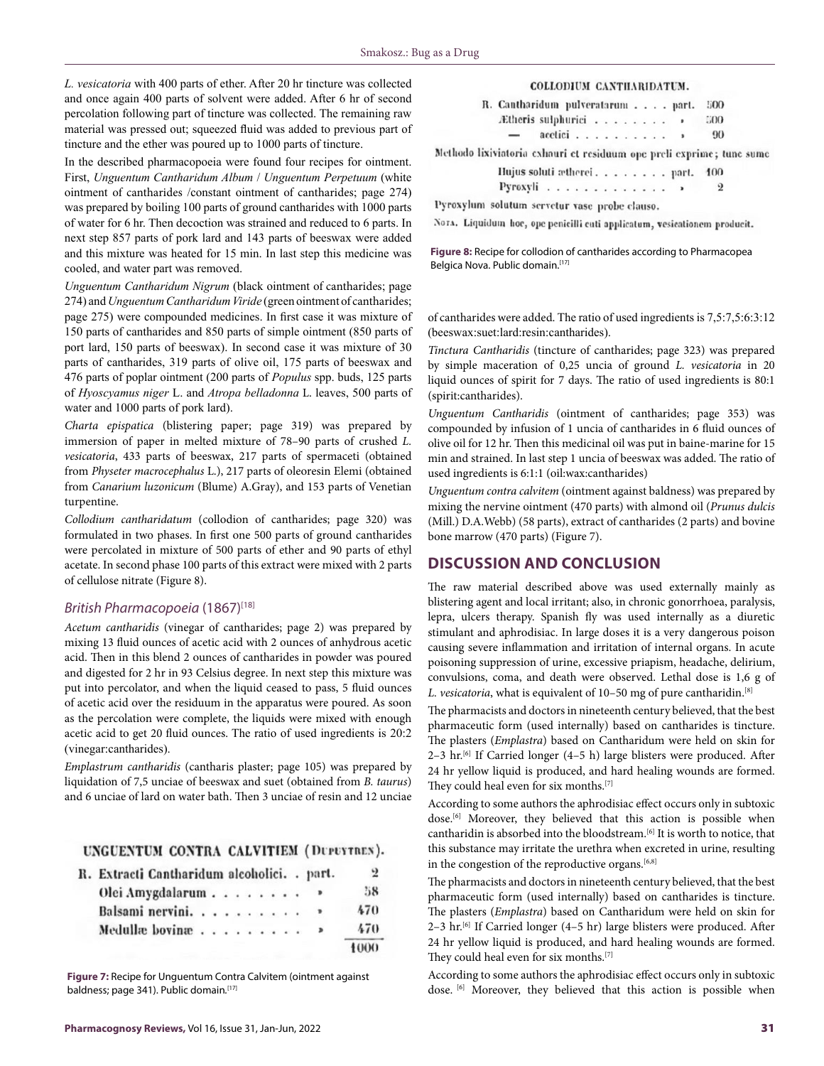*L. vesicatoria* with 400 parts of ether. After 20 hr tincture was collected and once again 400 parts of solvent were added. After 6 hr of second percolation following part of tincture was collected. The remaining raw material was pressed out; squeezed fluid was added to previous part of tincture and the ether was poured up to 1000 parts of tincture.

In the described pharmacopoeia were found four recipes for ointment. First, *Unguentum Cantharidum Album* / *Unguentum Perpetuum* (white ointment of cantharides /constant ointment of cantharides; page 274) was prepared by boiling 100 parts of ground cantharides with 1000 parts of water for 6 hr. Then decoction was strained and reduced to 6 parts. In next step 857 parts of pork lard and 143 parts of beeswax were added and this mixture was heated for 15 min. In last step this medicine was cooled, and water part was removed.

*Unguentum Cantharidum Nigrum* (black ointment of cantharides; page 274) and *Unguentum Cantharidum Viride* (green ointment of cantharides; page 275) were compounded medicines. In first case it was mixture of 150 parts of cantharides and 850 parts of simple ointment (850 parts of port lard, 150 parts of beeswax). In second case it was mixture of 30 parts of cantharides, 319 parts of olive oil, 175 parts of beeswax and 476 parts of poplar ointment (200 parts of *Populus* spp. buds, 125 parts of *Hyoscyamus niger* L. and *Atropa belladonna* L. leaves, 500 parts of water and 1000 parts of pork lard).

*Charta epispatica* (blistering paper; page 319) was prepared by immersion of paper in melted mixture of 78–90 parts of crushed *L. vesicatoria*, 433 parts of beeswax, 217 parts of spermaceti (obtained from *Physeter macrocephalus L.*), 217 parts of oleoresin Elemi (obtained from *Canarium luzonicum* (Blume) A.Gray), and 153 parts of Venetian turpentine.

*Collodium cantharidatum* (collodion of cantharides; page 320) was formulated in two phases. In first one 500 parts of ground cantharides were percolated in mixture of 500 parts of ether and 90 parts of ethyl acetate. In second phase 100 parts of this extract were mixed with 2 parts of cellulose nitrate (Figure 8).

COLLODIUM CANTHARIDATUM.

R. Cantharidum pulveratarum . . . . part. 500
Ætheris sulphurici . . . . . . . . » 500
— acetici . . . . . . . . . . » 90

Methodo lixiviatoria exhauri et residuum ope preli exprime; tunc sume

Hujus soluti ætherei . . . . . . . . part. 100
Pyroxyli . . . . . . . . . . . . . » 2

Pyroxylum solutum servetur vase probe clauso.

Nota. Liquidum hoc, ope penicilli cuti applicatum, vesicationem producit.

**Figure 8:** Recipe for collodion of cantharides according to Pharmacopea Belgica Nova. Public domain.[17]

## *British Pharmacopoeia* (1867)[18]

*Acetum cantharidis* (vinegar of cantharides; page 2) was prepared by mixing 13 fluid ounces of acetic acid with 2 ounces of anhydrous acetic acid. Then in this blend 2 ounces of cantharides in powder was poured and digested for 2 hr in 93 Celsius degree. In next step this mixture was put into percolator, and when the liquid ceased to pass, 5 fluid ounces of acetic acid over the residuum in the apparatus were poured. As soon as the percolation were complete, the liquids were mixed with enough acetic acid to get 20 fluid ounces. The ratio of used ingredients is 20:2 (vinegar:cantharides).

*Emplastrum cantharidis* (cantharis plaster; page 105) was prepared by liquidation of 7,5 unciae of beeswax and suet (obtained from *B. taurus*) and 6 unciae of lard on water bath. Then 3 unciae of resin and 12 unciae of cantharides were added. The ratio of used ingredients is 7,5:7,5:6:3:12 (beeswax:suet:lard:resin:cantharides).

*Tinctura Cantharidis* (tincture of cantharides; page 323) was prepared by simple maceration of 0,25 uncia of ground *L. vesicatoria* in 20 liquid ounces of spirit for 7 days. The ratio of used ingredients is 80:1 (spirit:cantharides).

*Unguentum Cantharidis* (ointment of cantharides; page 353) was compounded by infusion of 1 uncia of cantharides in 6 fluid ounces of olive oil for 12 hr. Then this medicinal oil was put in baine-marine for 15 min and strained. In last step 1 uncia of beeswax was added. The ratio of used ingredients is 6:1:1 (oil:wax:cantharides)

*Unguentum contra calvitem* (ointment against baldness) was prepared by mixing the nervine ointment (470 parts) with almond oil (*Prunus dulcis* (Mill.) D.A.Webb) (58 parts), extract of cantharides (2 parts) and bovine bone marrow (470 parts) (Figure 7).

UNGUENTUM CONTRA CALVITIEM (Dupuytren).

| R. | | |
|---|---|---|
| Extracti Cantharidum alcoholici. . | part. | 2 |
| Olei Amygdalarum . . . . . . . . | » | 58 |
| Balsami nervini. . . . . . . . . . | » | 470 |
| Medullæ bovinæ . . . . . . . . . | » | 470 |
| | | 1000 |

**Figure 7:** Recipe for Unguentum Contra Calvitem (ointment against baldness; page 341). Public domain.[17]

## DISCUSSION AND CONCLUSION

The raw material described above was used externally mainly as blistering agent and local irritant; also, in chronic gonorrhoea, paralysis, lepra, ulcers therapy. Spanish fly was used internally as a diuretic stimulant and aphrodisiac. In large doses it is a very dangerous poison causing severe inflammation and irritation of internal organs. In acute poisoning suppression of urine, excessive priapism, headache, delirium, convulsions, coma, and death were observed. Lethal dose is 1,6 g of *L. vesicatoria*, what is equivalent of 10–50 mg of pure cantharidin.[8]

The pharmacists and doctors in nineteenth century believed, that the best pharmaceutic form (used internally) based on cantharides is tincture. The plasters (*Emplastra*) based on Cantharidum were held on skin for 2–3 hr.[6] If Carried longer (4–5 h) large blisters were produced. After 24 hr yellow liquid is produced, and hard healing wounds are formed. They could heal even for six months.[7]

According to some authors the aphrodisiac effect occurs only in subtoxic dose.[6] Moreover, they believed that this action is possible when cantharidin is absorbed into the bloodstream.[6] It is worth to notice, that this substance may irritate the urethra when excreted in urine, resulting in the congestion of the reproductive organs.[6,8]

The pharmacists and doctors in nineteenth century believed, that the best pharmaceutic form (used internally) based on cantharides is tincture. The plasters (*Emplastra*) based on Cantharidum were held on skin for 2–3 hr.[6] If Carried longer (4–5 hr) large blisters were produced. After 24 hr yellow liquid is produced, and hard healing wounds are formed. They could heal even for six months.[7]

According to some authors the aphrodisiac effect occurs only in subtoxic dose. [6] Moreover, they believed that this action is possible when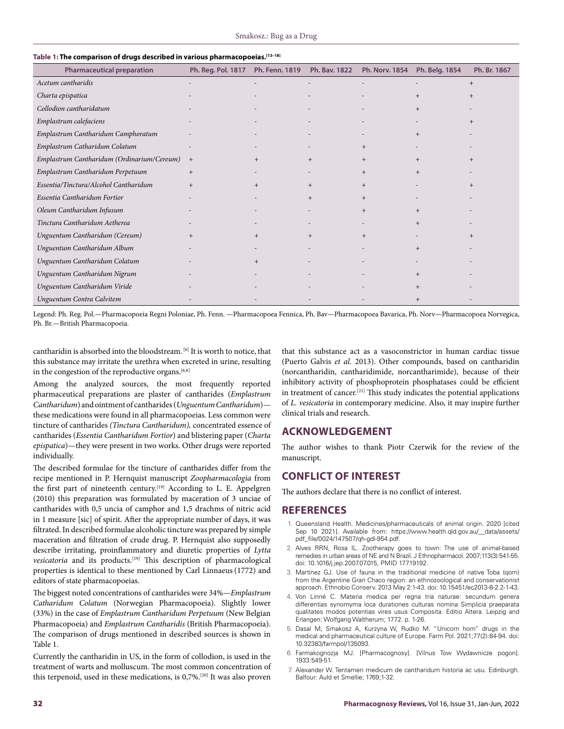**Table 1: The comparison of drugs described in various pharmacopoeias.[13–18]**

| Pharmaceutical preparation | Ph. Reg. Pol. 1817 | Ph. Fenn. 1819 | Ph. Bav. 1822 | Ph. Norv. 1854 | Ph. Belg. 1854 | Ph. Br. 1867 |
|---|---|---|---|---|---|---|
| *Acetum cantharidis* | - | - | - | - | - | + |
| *Charta epispatica* | - | - | - | - | + | + |
| *Collodion cantharidatum* | - | - | - | - | + | - |
| *Emplastrum calefaciens* | - | - | - | - | - | + |
| *Emplastrum Cantharidum Camphoratum* | - | - | - | - | + | - |
| *Emplastrum Catharidum Colatum* | - | - | - | + | - | - |
| *Emplastrum Cantharidum (Ordinarium/Cereum)* | + | + | + | + | + | + |
| *Emplastrum Cantharidum Perpetuum* | + | - | - | + | + | - |
| *Essentia/Tinctura/Alcohol Cantharidum* | + | + | + | + | - | + |
| *Essentia Cantharidum Fortior* | - | - | + | + | - | - |
| *Oleum Cantharidum Infusum* | - | - | - | + | + | - |
| *Tinctura Cantharidum Aetherea* | - | - | - | - | + | - |
| *Unguentum Cantharidum (Cereum)* | + | + | + | + | - | + |
| *Unguentum Cantharidum Album* | - | - | - | - | + | - |
| *Unguentum Cantharidum Colatum* | - | + | - | - | - | - |
| *Unguentum Cantharidum Nigrum* | - | - | - | - | + | - |
| *Unguentum Cantharidum Viride* | - | - | - | - | + | - |
| *Unguentum Contra Calvitem* | - | - | - | - | + | - |

Legend: Ph. Reg. Pol.—Pharmacopoeia Regni Poloniae, Ph. Fenn. —Pharmacopoea Fennica, Ph. Bav—Pharmacopoea Bavarica, Ph. Norv—Pharmacopoea Norvegica, Ph. Br.—British Pharmacopoeia.

cantharidin is absorbed into the bloodstream. [6] It is worth to notice, that this substance may irritate the urethra when excreted in urine, resulting in the congestion of the reproductive organs.[6,8]

Among the analyzed sources, the most frequently reported pharmaceutical preparations are plaster of cantharides (*Emplastrum Cantharidum*) and ointment of cantharides (*Unguentum Cantharidum*)—these medications were found in all pharmacopoeias. Less common were tincture of cantharides *(Tinctura Cantharidum),* concentrated essence of cantharides (*Essentia Cantharidum Fortior*) and blistering paper (*Charta epispatica*)—they were present in two works. Other drugs were reported individually.

The described formulae for the tincture of cantharides differ from the recipe mentioned in P. Hernquist manuscript *Zoopharmacologia* from the first part of nineteenth century.[19] According to L. E. Appelgren (2010) this preparation was formulated by maceration of 3 unciae of cantharides with 0,5 uncia of camphor and 1,5 drachms of nitric acid in 1 measure [sic] of spirit. After the appropriate number of days, it was filtrated. In described formulae alcoholic tincture was prepared by simple maceration and filtration of crude drug. P. Hernquist also supposedly describe irritating, proinflammatory and diuretic properties of *Lytta vesicatoria* and its products.[19] This description of pharmacological properties is identical to these mentioned by Carl Linnaeus (1772) and editors of state pharmacopoeias.

The biggest noted concentrations of cantharides were 34%—*Emplastrum Catharidum Colatum* (Norwegian Pharmacopoeia). Slightly lower (33%) in the case of *Emplastrum Cantharidum Perpetuum* (New Belgian Pharmacopoeia) and *Emplastrum Cantharidis* (British Pharmacopoeia). The comparison of drugs mentioned in described sources is shown in Table 1.

Currently the cantharidin in US, in the form of collodion, is used in the treatment of warts and molluscum. The most common concentration of this terpenoid, used in these medications, is 0,7%.[20] It was also proven that this substance act as a vasoconstrictor in human cardiac tissue (Puerto Galvis *et al.* 2013). Other compounds, based on cantharidin (norcantharidin, cantharidimide, norcantharimide), because of their inhibitory activity of phosphoprotein phosphatases could be efficient in treatment of cancer.[21] This study indicates the potential applications of *L. vesicatoria* in contemporary medicine. Also, it may inspire further clinical trials and research.

## ACKNOWLEDGEMENT

The author wishes to thank Piotr Czerwik for the review of the manuscript.

## CONFLICT OF INTEREST

The authors declare that there is no conflict of interest.

## REFERENCES

1. Queensland Health. Medicines/pharmaceuticals of animal origin. 2020 [cited Sep 10 2021]. Available from: https://www.health.qld.gov.au/__data/assets/pdf_file/0024/147507/qh-gdl-954.pdf.
2. Alves RRN, Rosa IL. Zootherapy goes to town: The use of animal-based remedies in urban areas of NE and N Brazil. J Ethnopharmacol. 2007;113(3):541-55. doi: 10.1016/j.jep.2007.07.015, PMID 17719192.
3. Martínez GJ. Use of fauna in the traditional medicine of native Toba (qom) from the Argentine Gran Chaco region: an ethnozoological and conservationist approach. Ethnobio Conserv. 2013 May 2:1-43. doi: 10.15451/ec2013-8-2.2-1-43.
4. Von Linné C. Materia medica per regna tria naturae: secundum genera differentias synomyma loca durationes culturas nomina Simplicia praeparata qualitates modos potentias vires usus Composita. Editio Altera. Leipzig and Erlangen: Wolfgang Waltherum; 1772. p. 1-26.
5. Dasal M, Smakosz A, Kurzyna W, Rudko M. "Unicorn horn" drugs in the medical and pharmaceutical culture of Europe. Farm Pol. 2021;77(2):84-94. doi: 10.32383/farmpol/135093.
6. Farmakognozja MJ. [Pharmacognosy]. [Vilnus Tow Wydawnicze pogon]. 1933:549-51.
7. Alexander W. Tentamen medicum de cantharidum historia ac usu. Edinburgh. Balfour: Auld et Smellie; 1769;1-32.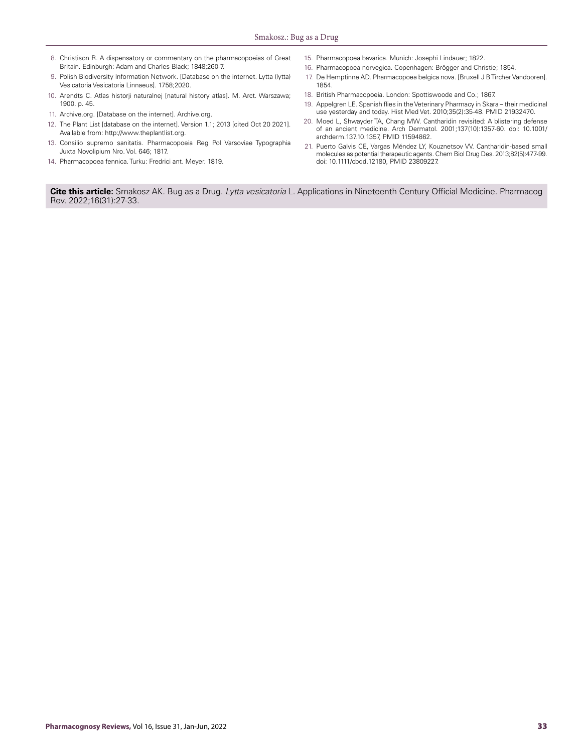8. Christison R. A dispensatory or commentary on the pharmacopoeias of Great Britain. Edinburgh: Adam and Charles Black; 1848;260-7.
9. Polish Biodiversity Information Network. [Database on the internet. Lytta (lytta) Vesicatoria Vesicatoria Linnaeus]. 1758;2020.
10. Arendts C. Atlas historji naturalnej [natural history atlas]. M. Arct. Warszawa; 1900. p. 45.
11. Archive.org. [Database on the internet]. Archive.org.
12. The Plant List [database on the internet]. Version 1.1; 2013 [cited Oct 20 2021]. Available from: http://www.theplantlist.org.
13. Consilio supremo sanitatis. Pharmacopoeia Reg Pol Varsoviae Typographia Juxta Novolipium Nro. Vol. 646; 1817.
14. Pharmacopoea fennica. Turku: Fredrici ant. Meyer. 1819.
15. Pharmacopoea bavarica. Munich: Josephi Lindauer; 1822.
16. Pharmacopoea norvegica. Copenhagen: Brögger and Christie; 1854.
17. De Hemptinne AD. Pharmacopoea belgica nova. [Bruxell J B Tircher Vandooren]. 1854.
18. British Pharmacopoeia. London: Spottiswoode and Co.; 1867.
19. Appelgren LE. Spanish flies in the Veterinary Pharmacy in Skara – their medicinal use yesterday and today. Hist Med Vet. 2010;35(2):35-48. PMID 21932470.
20. Moed L, Shwayder TA, Chang MW. Cantharidin revisited: A blistering defense of an ancient medicine. Arch Dermatol. 2001;137(10):1357-60. doi: 10.1001/archderm.137.10.1357, PMID 11594862.
21. Puerto Galvis CE, Vargas Méndez LY, Kouznetsov VV. Cantharidin-based small molecules as potential therapeutic agents. Chem Biol Drug Des. 2013;82(5):477-99. doi: 10.1111/cbdd.12180, PMID 23809227.

**Cite this article:** Smakosz AK. Bug as a Drug. *Lytta vesicatoria* L. Applications in Nineteenth Century Official Medicine. Pharmacog Rev. 2022;16(31):27-33.